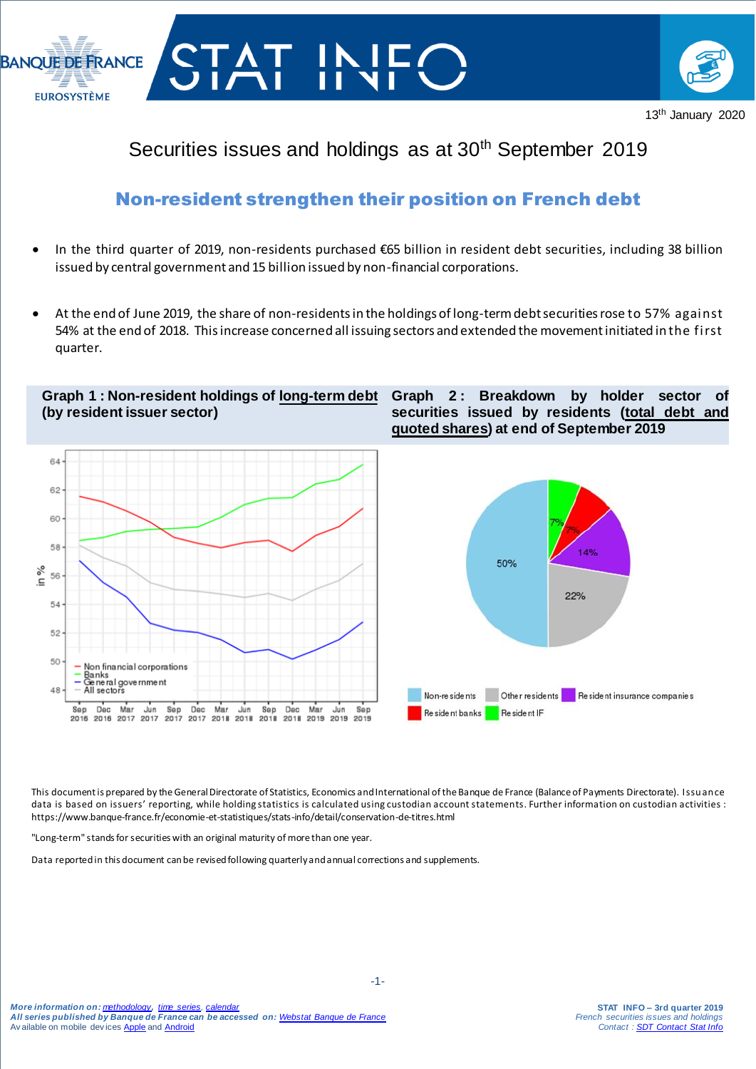13th January 2020

# Securities issues and holdings as at 30th September 2019

## Non-resident strengthen their position on French debt

- In the third quarter of 2019, non-residents purchased €65 billion in resident debt securities, including 38 billion issued by central government and 15 billion issued by non-financial corporations.

- At the end of June 2019, the share of non-residents in the holdings of long-term debt securities rose to 57% against 54% at the end of 2018. This increase concerned all issuing sectors and extended the movement initiated in the first quarter.

**Graph 1 : Non-resident holdings of long-term debt (by resident issuer sector)**

**Graph 2 : Breakdown by holder sector of securities issued by residents (total debt and quoted shares) at end of September 2019**

This document is prepared by the General Directorate of Statistics, Economics and International of the Banque de France (Balance of Payments Directorate). Issuance data is based on issuers' reporting, while holding statistics is calculated using custodian account statements. Further information on custodian activities : https://www.banque-france.fr/economie-et-statistiques/stats-info/detail/conservation-de-titres.html

"Long-term" stands for securities with an original maturity of more than one year.

Data reported in this document can be revised following quarterly and annual corrections and supplements.

*More information on: methodology, time series, calendar*
*All series published by Banque de France can be accessed on: Webstat Banque de France*
Available on mobile devices Apple and Android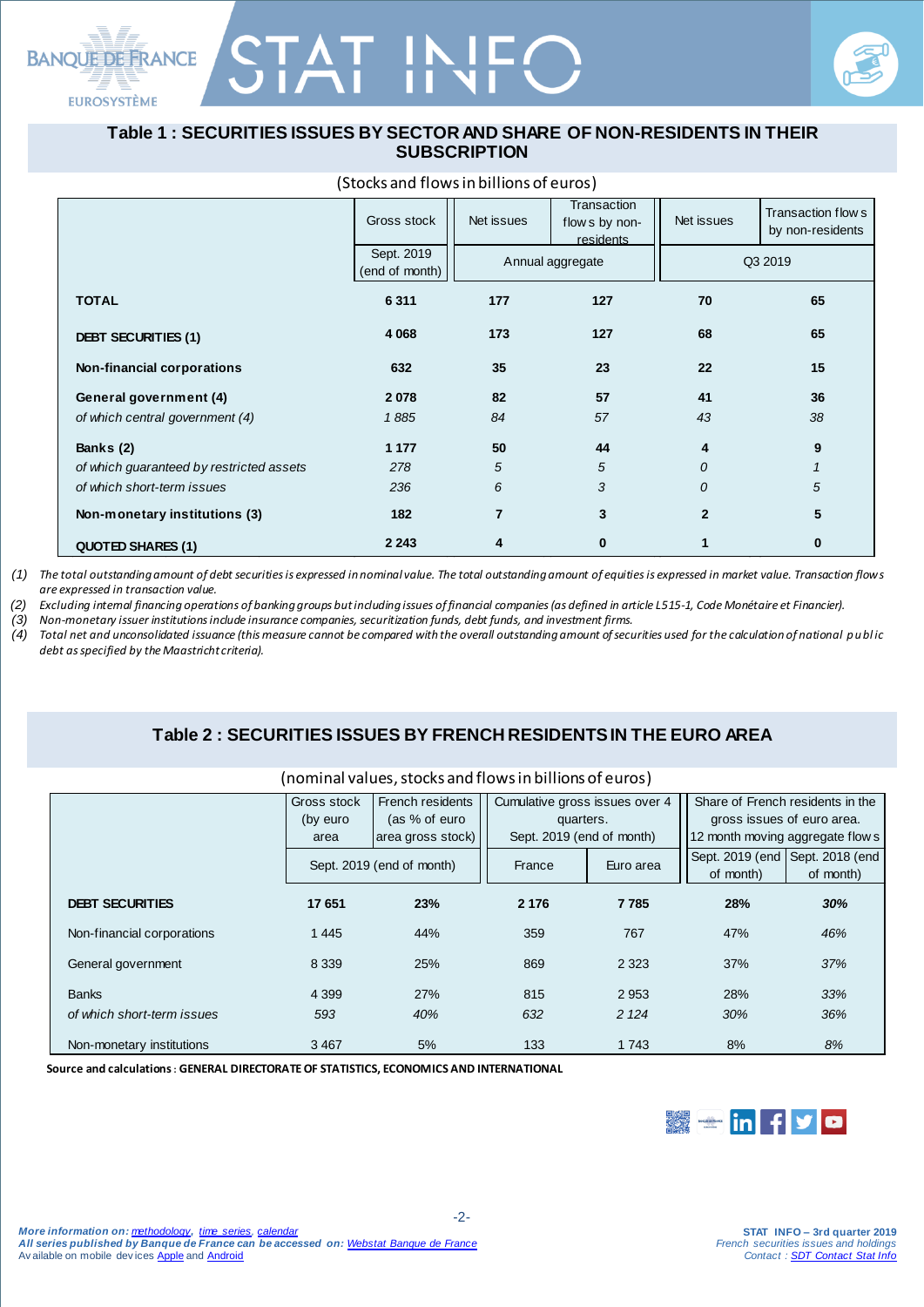## Table 1 : SECURITIES ISSUES BY SECTOR AND SHARE OF NON-RESIDENTS IN THEIR SUBSCRIPTION

(Stocks and flows in billions of euros)

| | Gross stock | Net issues | Transaction flows by non-residents | Net issues | Transaction flows by non-residents |
|---|---|---|---|---|---|
| | Sept. 2019 (end of month) | Annual aggregate | | Q3 2019 | |
| **TOTAL** | **6 311** | **177** | **127** | **70** | **65** |
| **DEBT SECURITIES (1)** | **4 068** | **173** | **127** | **68** | **65** |
| **Non-financial corporations** | **632** | **35** | **23** | **22** | **15** |
| **General government (4)** | **2 078** | **82** | **57** | **41** | **36** |
| *of which central government (4)* | *1 885* | *84* | *57* | *43* | *38* |
| **Banks (2)** | **1 177** | **50** | **44** | **4** | **9** |
| *of which guaranteed by restricted assets* | *278* | *5* | *5* | *0* | *1* |
| *of which short-term issues* | *236* | *6* | *3* | *0* | *5* |
| **Non-monetary institutions (3)** | **182** | **7** | **3** | **2** | **5** |
| **QUOTED SHARES (1)** | **2 243** | **4** | **0** | **1** | **0** |

*(1) The total outstanding amount of debt securities is expressed in nominal value. The total outstanding amount of equities is expressed in market value. Transaction flows are expressed in transaction value.*

*(2) Excluding internal financing operations of banking groups but including issues of financial companies (as defined in article L515-1, Code Monétaire et Financier).*

*(3) Non-monetary issuer institutions include insurance companies, securitization funds, debt funds, and investment firms.*

*(4) Total net and unconsolidated issuance (this measure cannot be compared with the overall outstanding amount of securities used for the calculation of national public debt as specified by the Maastricht criteria).*

## Table 2 : SECURITIES ISSUES BY FRENCH RESIDENTS IN THE EURO AREA

(nominal values, stocks and flows in billions of euros)

| | Gross stock (by euro area | French residents (as % of euro area gross stock) | Cumulative gross issues over 4 quarters. Sept. 2019 (end of month) | | Share of French residents in the gross issues of euro area. 12 month moving aggregate flows | |
|---|---|---|---|---|---|---|
| | Sept. 2019 (end of month) | | France | Euro area | Sept. 2019 (end of month) | Sept. 2018 (end of month) |
| **DEBT SECURITIES** | **17 651** | **23%** | **2 176** | **7 785** | **28%** | ***30%*** |
| Non-financial corporations | 1 445 | 44% | 359 | 767 | 47% | *46%* |
| General government | 8 339 | 25% | 869 | 2 323 | 37% | *37%* |
| Banks | 4 399 | 27% | 815 | 2 953 | 28% | *33%* |
| *of which short-term issues* | *593* | *40%* | *632* | *2 124* | *30%* | *36%* |
| Non-monetary institutions | 3 467 | 5% | 133 | 1 743 | 8% | *8%* |

**Source and calculations : GENERAL DIRECTORATE OF STATISTICS, ECONOMICS AND INTERNATIONAL**

***More information on:*** *methodology, time series, calendar*
***All series published by Banque de France can be accessed on:*** *Webstat Banque de France*
Available on mobile devices Apple and Android

**STAT INFO – 3rd quarter 2019**
*French securities issues and holdings*
*Contact : SDT Contact Stat Info*